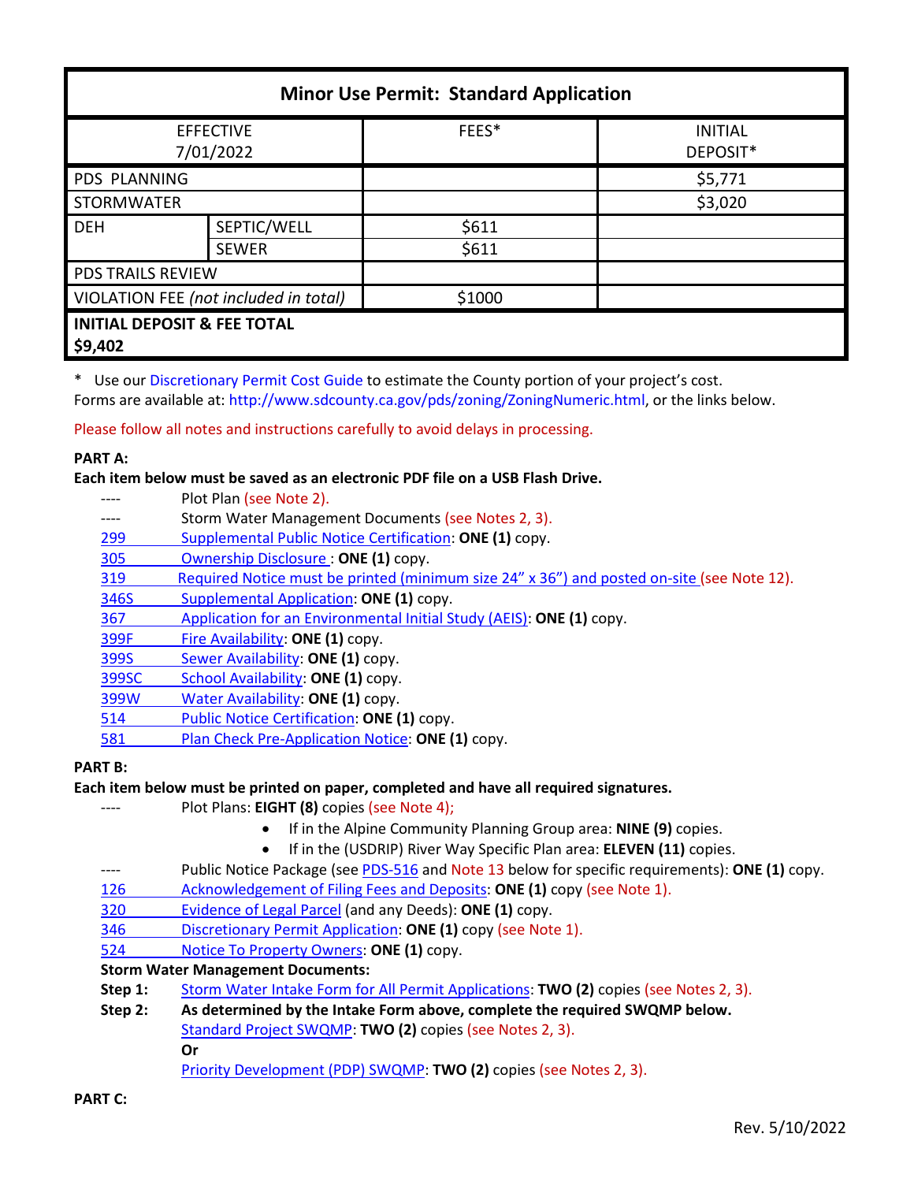| Minor Use Permit: Standard Application | | | |
|---|---|---|---|
| EFFECTIVE 7/01/2022 | | FEES* | INITIAL DEPOSIT* |
| PDS PLANNING | | | $5,771 |
| STORMWATER | | | $3,020 |
| DEH | SEPTIC/WELL | $611 | |
| | SEWER | $611 | |
| PDS TRAILS REVIEW | | | |
| VIOLATION FEE *(not included in total)* | | $1000 | |
| **INITIAL DEPOSIT & FEE TOTAL $9,402** | | | |

\* Use our Discretionary Permit Cost Guide to estimate the County portion of your project's cost.
Forms are available at: http://www.sdcounty.ca.gov/pds/zoning/ZoningNumeric.html, or the links below.

Please follow all notes and instructions carefully to avoid delays in processing.

**PART A:**

**Each item below must be saved as an electronic PDF file on a USB Flash Drive.**

- ---- Plot Plan (see Note 2).
- ---- Storm Water Management Documents (see Notes 2, 3).
- 299 Supplemental Public Notice Certification: **ONE (1)** copy.
- 305 Ownership Disclosure : **ONE (1)** copy.
- 319 Required Notice must be printed (minimum size 24" x 36") and posted on-site (see Note 12).
- 346S Supplemental Application: **ONE (1)** copy.
- 367 Application for an Environmental Initial Study (AEIS): **ONE (1)** copy.
- 399F Fire Availability: **ONE (1)** copy.
- 399S Sewer Availability: **ONE (1)** copy.
- 399SC School Availability: **ONE (1)** copy.
- 399W Water Availability: **ONE (1)** copy.
- 514 Public Notice Certification: **ONE (1)** copy.
- 581 Plan Check Pre-Application Notice: **ONE (1)** copy.

**PART B:**

**Each item below must be printed on paper, completed and have all required signatures.**

- ---- Plot Plans: **EIGHT (8)** copies (see Note 4);
  - If in the Alpine Community Planning Group area: **NINE (9)** copies.
  - If in the (USDRIP) River Way Specific Plan area: **ELEVEN (11)** copies.
- ---- Public Notice Package (see PDS-516 and Note 13 below for specific requirements): **ONE (1)** copy.
- 126 Acknowledgement of Filing Fees and Deposits: **ONE (1)** copy (see Note 1).
- 320 Evidence of Legal Parcel (and any Deeds): **ONE (1)** copy.
- 346 Discretionary Permit Application: **ONE (1)** copy (see Note 1).
- 524 Notice To Property Owners: **ONE (1)** copy.

**Storm Water Management Documents:**

**Step 1:** Storm Water Intake Form for All Permit Applications: **TWO (2)** copies (see Notes 2, 3).

**Step 2:** **As determined by the Intake Form above, complete the required SWQMP below.**
Standard Project SWQMP: **TWO (2)** copies (see Notes 2, 3).
**Or**
Priority Development (PDP) SWQMP: **TWO (2)** copies (see Notes 2, 3).

**PART C:**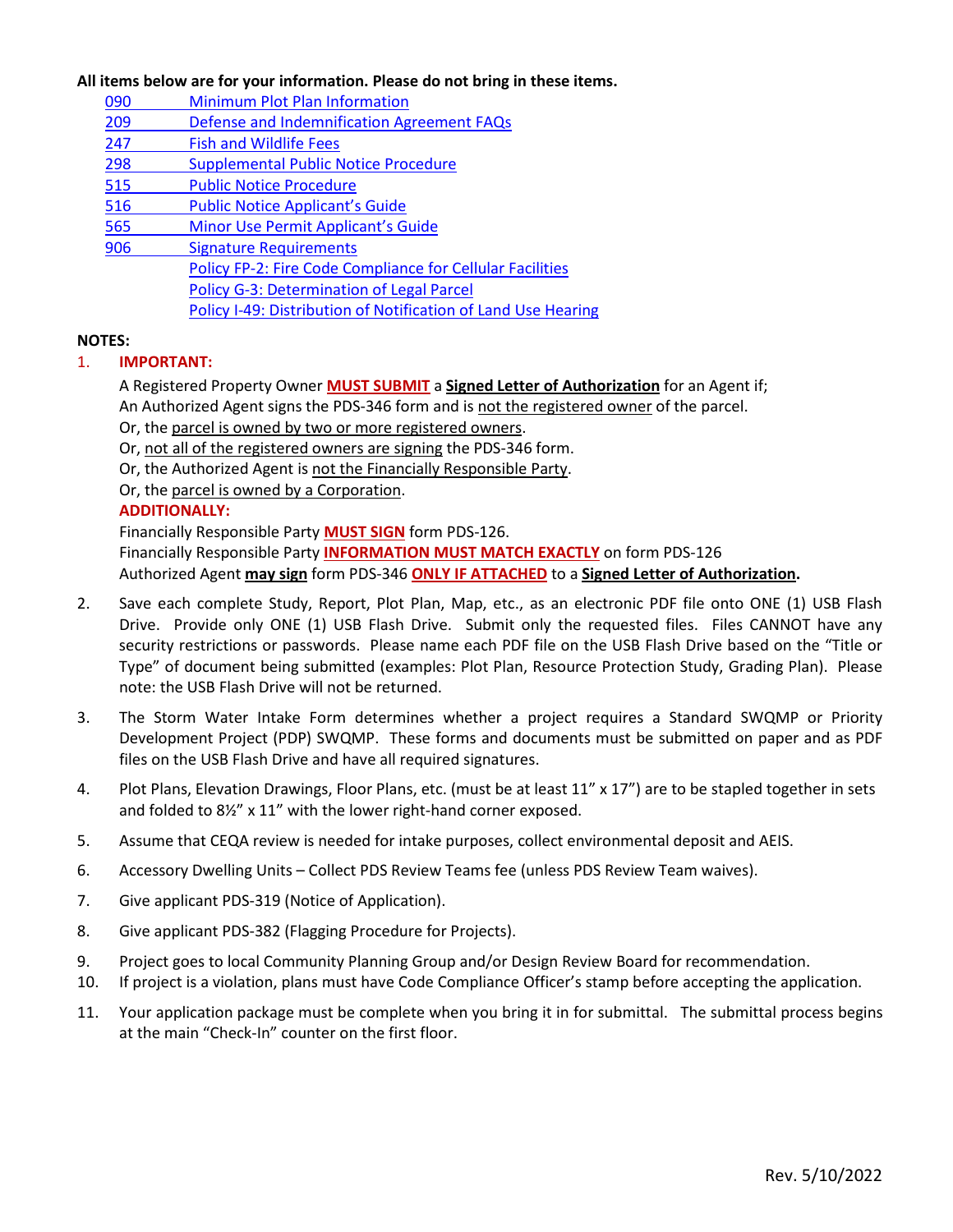**All items below are for your information. Please do not bring in these items.**

- 090 Minimum Plot Plan Information
- 209 Defense and Indemnification Agreement FAQs
- 247 Fish and Wildlife Fees
- 298 Supplemental Public Notice Procedure
- 515 Public Notice Procedure
- 516 Public Notice Applicant's Guide
- 565 Minor Use Permit Applicant's Guide
- 906 Signature Requirements
- Policy FP-2: Fire Code Compliance for Cellular Facilities
- Policy G-3: Determination of Legal Parcel
- Policy I-49: Distribution of Notification of Land Use Hearing

**NOTES:**

1. **IMPORTANT:**

   A Registered Property Owner **MUST SUBMIT** a **Signed Letter of Authorization** for an Agent if;
   An Authorized Agent signs the PDS-346 form and is not the registered owner of the parcel.
   Or, the parcel is owned by two or more registered owners.
   Or, not all of the registered owners are signing the PDS-346 form.
   Or, the Authorized Agent is not the Financially Responsible Party.
   Or, the parcel is owned by a Corporation.

   **ADDITIONALLY:**

   Financially Responsible Party **MUST SIGN** form PDS-126.
   Financially Responsible Party **INFORMATION MUST MATCH EXACTLY** on form PDS-126
   Authorized Agent **may sign** form PDS-346 **ONLY IF ATTACHED** to a **Signed Letter of Authorization.**

2. Save each complete Study, Report, Plot Plan, Map, etc., as an electronic PDF file onto ONE (1) USB Flash Drive. Provide only ONE (1) USB Flash Drive. Submit only the requested files. Files CANNOT have any security restrictions or passwords. Please name each PDF file on the USB Flash Drive based on the "Title or Type" of document being submitted (examples: Plot Plan, Resource Protection Study, Grading Plan). Please note: the USB Flash Drive will not be returned.

3. The Storm Water Intake Form determines whether a project requires a Standard SWQMP or Priority Development Project (PDP) SWQMP. These forms and documents must be submitted on paper and as PDF files on the USB Flash Drive and have all required signatures.

4. Plot Plans, Elevation Drawings, Floor Plans, etc. (must be at least 11" x 17") are to be stapled together in sets and folded to 8½" x 11" with the lower right-hand corner exposed.

5. Assume that CEQA review is needed for intake purposes, collect environmental deposit and AEIS.

6. Accessory Dwelling Units – Collect PDS Review Teams fee (unless PDS Review Team waives).

7. Give applicant PDS-319 (Notice of Application).

8. Give applicant PDS-382 (Flagging Procedure for Projects).

9. Project goes to local Community Planning Group and/or Design Review Board for recommendation.

10. If project is a violation, plans must have Code Compliance Officer's stamp before accepting the application.

11. Your application package must be complete when you bring it in for submittal. The submittal process begins at the main "Check-In" counter on the first floor.

Rev. 5/10/2022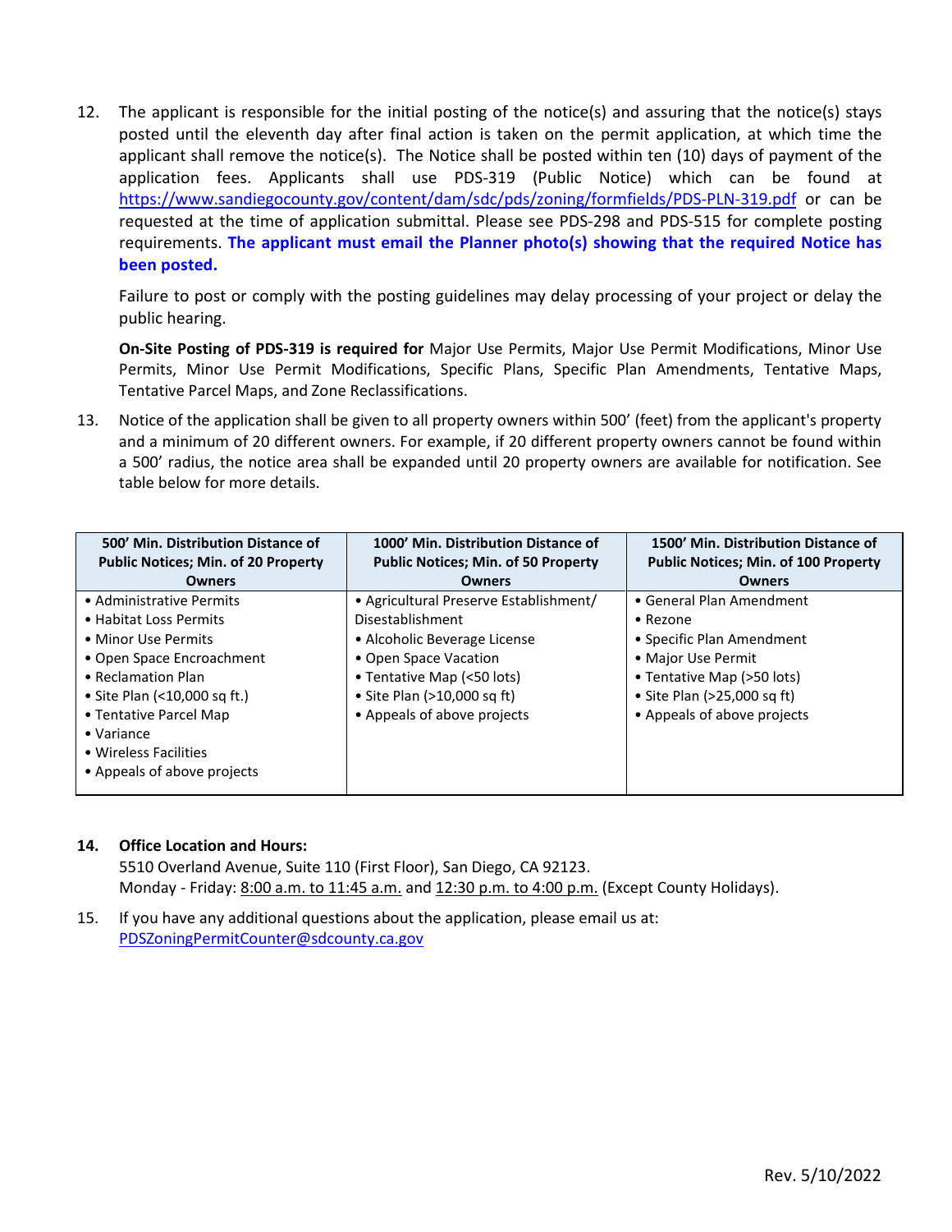12. The applicant is responsible for the initial posting of the notice(s) and assuring that the notice(s) stays posted until the eleventh day after final action is taken on the permit application, at which time the applicant shall remove the notice(s). The Notice shall be posted within ten (10) days of payment of the application fees. Applicants shall use PDS-319 (Public Notice) which can be found at https://www.sandiegocounty.gov/content/dam/sdc/pds/zoning/formfields/PDS-PLN-319.pdf or can be requested at the time of application submittal. Please see PDS-298 and PDS-515 for complete posting requirements. **The applicant must email the Planner photo(s) showing that the required Notice has been posted.**

    Failure to post or comply with the posting guidelines may delay processing of your project or delay the public hearing.

    **On-Site Posting of PDS-319 is required for** Major Use Permits, Major Use Permit Modifications, Minor Use Permits, Minor Use Permit Modifications, Specific Plans, Specific Plan Amendments, Tentative Maps, Tentative Parcel Maps, and Zone Reclassifications.

13. Notice of the application shall be given to all property owners within 500' (feet) from the applicant's property and a minimum of 20 different owners. For example, if 20 different property owners cannot be found within a 500' radius, the notice area shall be expanded until 20 property owners are available for notification. See table below for more details.

| 500' Min. Distribution Distance of Public Notices; Min. of 20 Property Owners | 1000' Min. Distribution Distance of Public Notices; Min. of 50 Property Owners | 1500' Min. Distribution Distance of Public Notices; Min. of 100 Property Owners |
|---|---|---|
| • Administrative Permits<br>• Habitat Loss Permits<br>• Minor Use Permits<br>• Open Space Encroachment<br>• Reclamation Plan<br>• Site Plan (<10,000 sq ft.)<br>• Tentative Parcel Map<br>• Variance<br>• Wireless Facilities<br>• Appeals of above projects | • Agricultural Preserve Establishment/ Disestablishment<br>• Alcoholic Beverage License<br>• Open Space Vacation<br>• Tentative Map (<50 lots)<br>• Site Plan (>10,000 sq ft)<br>• Appeals of above projects | • General Plan Amendment<br>• Rezone<br>• Specific Plan Amendment<br>• Major Use Permit<br>• Tentative Map (>50 lots)<br>• Site Plan (>25,000 sq ft)<br>• Appeals of above projects |

14. **Office Location and Hours:**
    5510 Overland Avenue, Suite 110 (First Floor), San Diego, CA 92123.
    Monday - Friday: 8:00 a.m. to 11:45 a.m. and 12:30 p.m. to 4:00 p.m. (Except County Holidays).

15. If you have any additional questions about the application, please email us at: PDSZoningPermitCounter@sdcounty.ca.gov

Rev. 5/10/2022